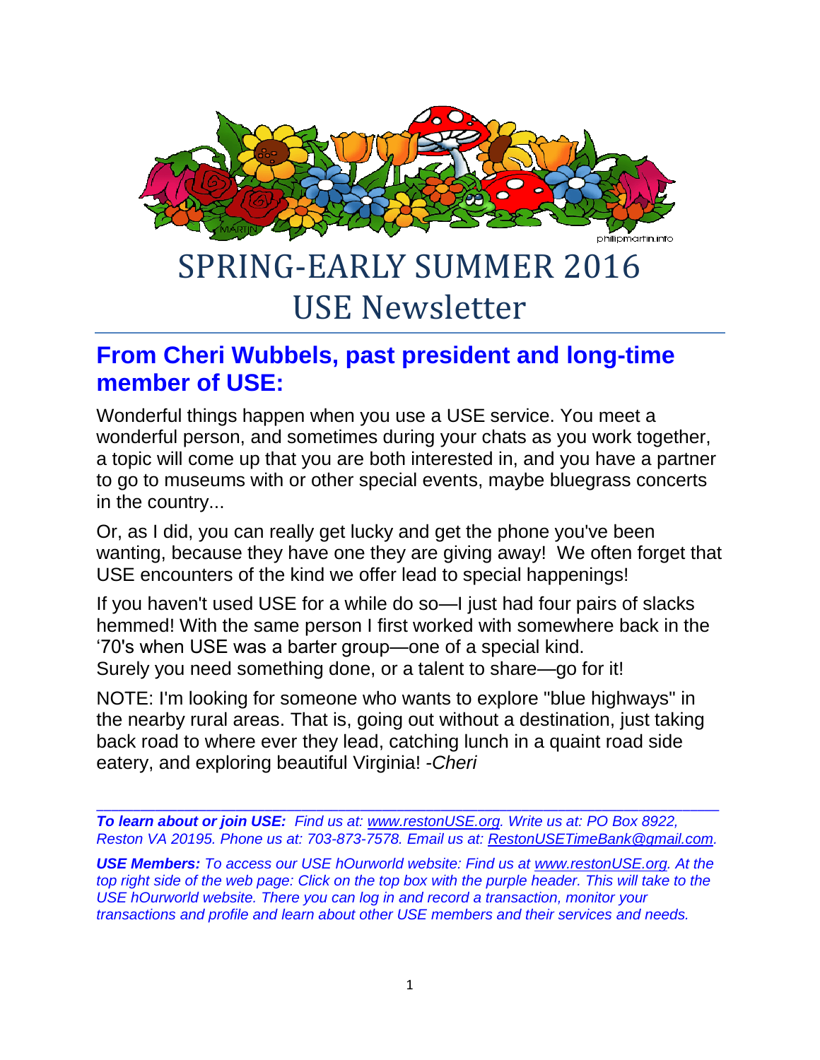# SPRING-EARLY SUMMER 2016 USE Newsletter

## From Cheri Wubbels, past president and long-time member of USE:

Wonderful things happen when you use a USE service. You meet a wonderful person, and sometimes during your chats as you work together, a topic will come up that you are both interested in, and you have a partner to go to museums with or other special events, maybe bluegrass concerts in the country...

Or, as I did, you can really get lucky and get the phone you've been wanting, because they have one they are giving away! We often forget that USE encounters of the kind we offer lead to special happenings!

If you haven't used USE for a while do so—I just had four pairs of slacks hemmed! With the same person I first worked with somewhere back in the '70's when USE was a barter group—one of a special kind. Surely you need something done, or a talent to share—go for it!

NOTE: I'm looking for someone who wants to explore "blue highways" in the nearby rural areas. That is, going out without a destination, just taking back road to where ever they lead, catching lunch in a quaint road side eatery, and exploring beautiful Virginia! -*Cheri*

---

***To learn about or join USE:*** *Find us at: www.restonUSE.org. Write us at: PO Box 8922, Reston VA 20195. Phone us at: 703-873-7578. Email us at: RestonUSETimeBank@gmail.com.*

***USE Members:*** *To access our USE hOurworld website: Find us at www.restonUSE.org. At the top right side of the web page: Click on the top box with the purple header. This will take to the USE hOurworld website. There you can log in and record a transaction, monitor your transactions and profile and learn about other USE members and their services and needs.*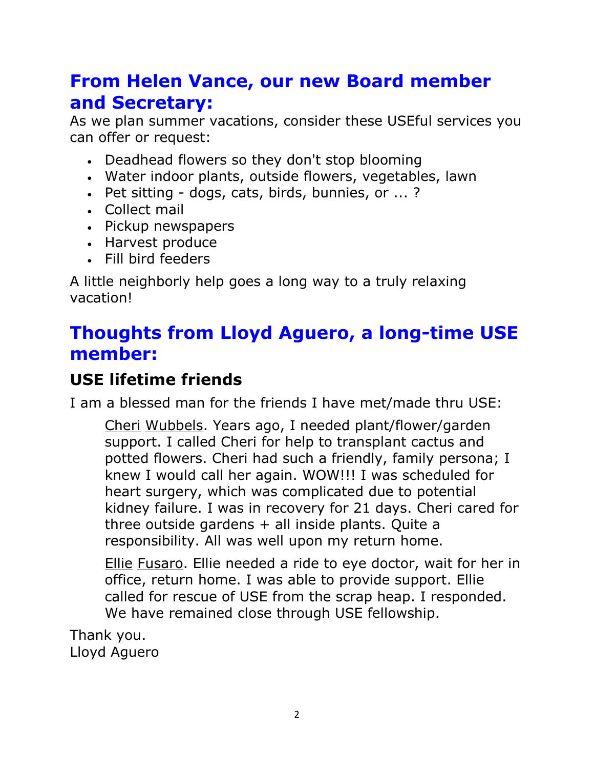## From Helen Vance, our new Board member and Secretary:

As we plan summer vacations, consider these USEful services you can offer or request:

- Deadhead flowers so they don't stop blooming
- Water indoor plants, outside flowers, vegetables, lawn
- Pet sitting - dogs, cats, birds, bunnies, or ... ?
- Collect mail
- Pickup newspapers
- Harvest produce
- Fill bird feeders

A little neighborly help goes a long way to a truly relaxing vacation!

## Thoughts from Lloyd Aguero, a long-time USE member:

### USE lifetime friends

I am a blessed man for the friends I have met/made thru USE:

> Cheri Wubbels. Years ago, I needed plant/flower/garden support. I called Cheri for help to transplant cactus and potted flowers. Cheri had such a friendly, family persona; I knew I would call her again. WOW!!! I was scheduled for heart surgery, which was complicated due to potential kidney failure. I was in recovery for 21 days. Cheri cared for three outside gardens + all inside plants. Quite a responsibility. All was well upon my return home.
>
> Ellie Fusaro. Ellie needed a ride to eye doctor, wait for her in office, return home. I was able to provide support. Ellie called for rescue of USE from the scrap heap. I responded. We have remained close through USE fellowship.

Thank you.
Lloyd Aguero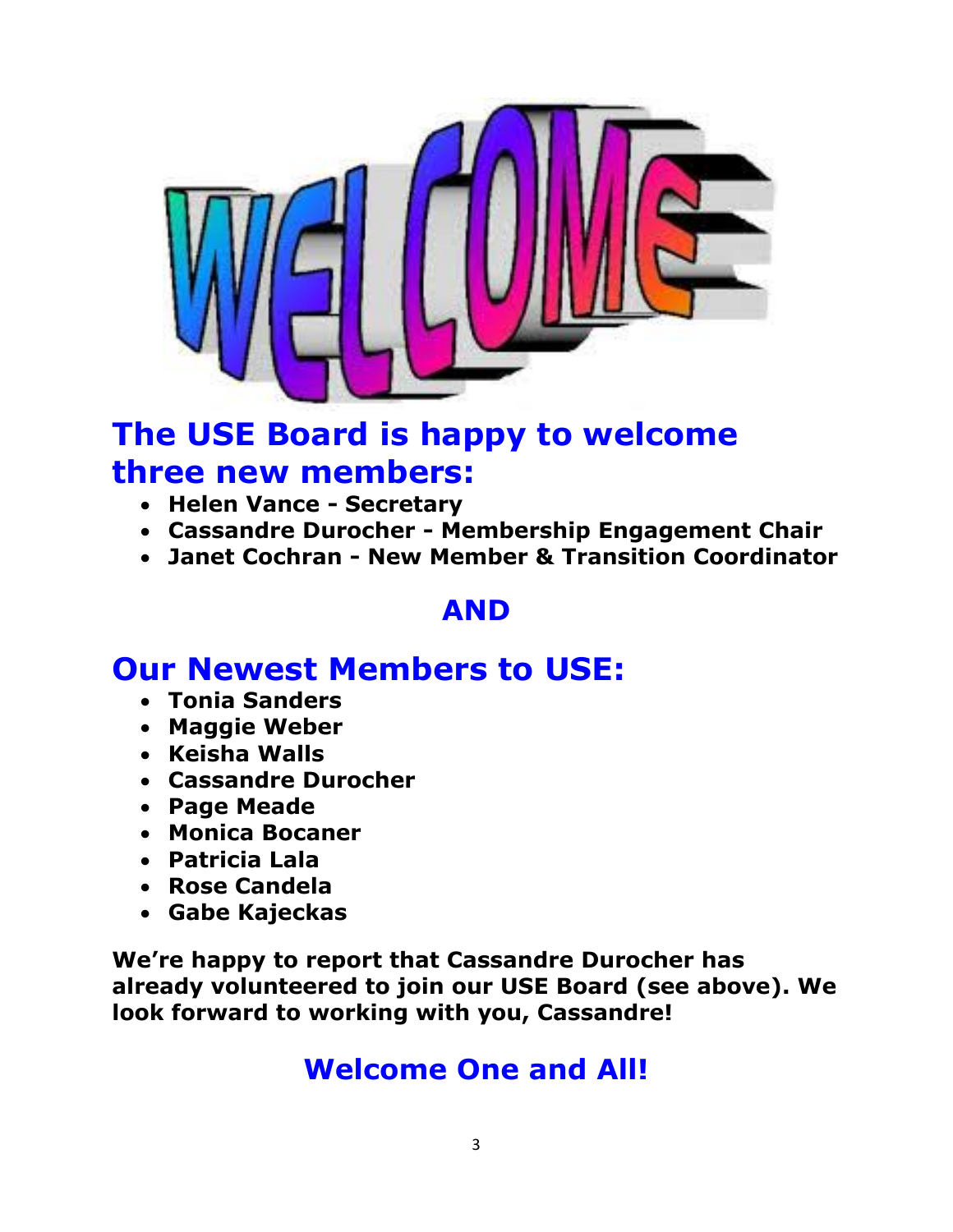WELCOME

## The USE Board is happy to welcome three new members:

- **Helen Vance - Secretary**
- **Cassandre Durocher - Membership Engagement Chair**
- **Janet Cochran - New Member & Transition Coordinator**

## AND

## Our Newest Members to USE:

- **Tonia Sanders**
- **Maggie Weber**
- **Keisha Walls**
- **Cassandre Durocher**
- **Page Meade**
- **Monica Bocaner**
- **Patricia Lala**
- **Rose Candela**
- **Gabe Kajeckas**

**We're happy to report that Cassandre Durocher has already volunteered to join our USE Board (see above). We look forward to working with you, Cassandre!**

## Welcome One and All!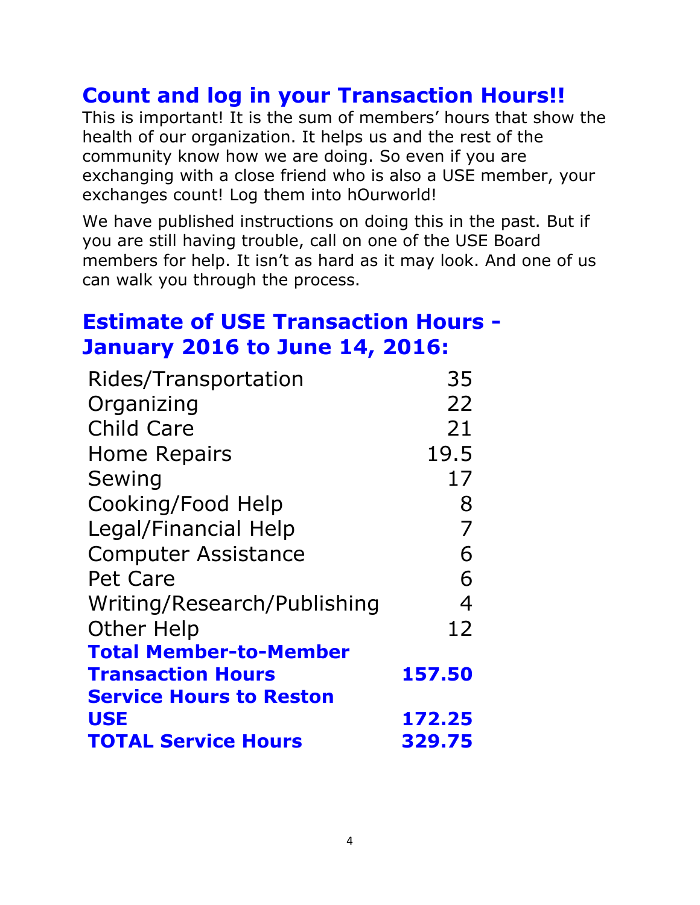## Count and log in your Transaction Hours!!

This is important! It is the sum of members' hours that show the health of our organization. It helps us and the rest of the community know how we are doing. So even if you are exchanging with a close friend who is also a USE member, your exchanges count! Log them into hOurworld!

We have published instructions on doing this in the past. But if you are still having trouble, call on one of the USE Board members for help. It isn't as hard as it may look. And one of us can walk you through the process.

## Estimate of USE Transaction Hours - January 2016 to June 14, 2016:

| | |
|---|---|
| Rides/Transportation | 35 |
| Organizing | 22 |
| Child Care | 21 |
| Home Repairs | 19.5 |
| Sewing | 17 |
| Cooking/Food Help | 8 |
| Legal/Financial Help | 7 |
| Computer Assistance | 6 |
| Pet Care | 6 |
| Writing/Research/Publishing | 4 |
| Other Help | 12 |
| **Total Member-to-Member Transaction Hours** | **157.50** |
| **Service Hours to Reston USE** | **172.25** |
| **TOTAL Service Hours** | **329.75** |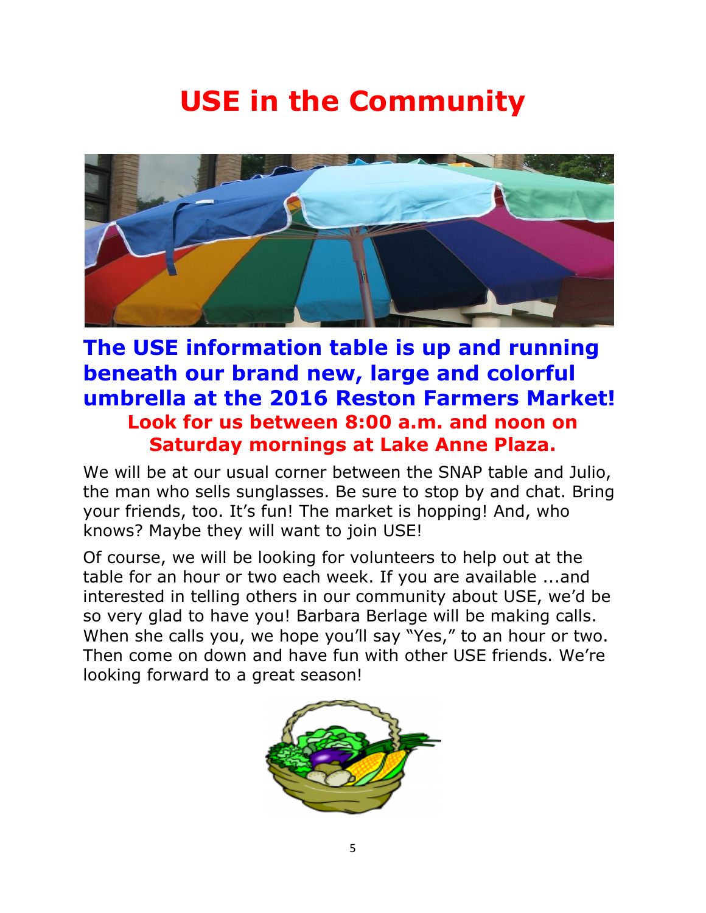# USE in the Community

## The USE information table is up and running beneath our brand new, large and colorful umbrella at the 2016 Reston Farmers Market!

### Look for us between 8:00 a.m. and noon on Saturday mornings at Lake Anne Plaza.

We will be at our usual corner between the SNAP table and Julio, the man who sells sunglasses. Be sure to stop by and chat. Bring your friends, too. It's fun! The market is hopping! And, who knows? Maybe they will want to join USE!

Of course, we will be looking for volunteers to help out at the table for an hour or two each week. If you are available ...and interested in telling others in our community about USE, we'd be so very glad to have you! Barbara Berlage will be making calls. When she calls you, we hope you'll say "Yes," to an hour or two. Then come on down and have fun with other USE friends. We're looking forward to a great season!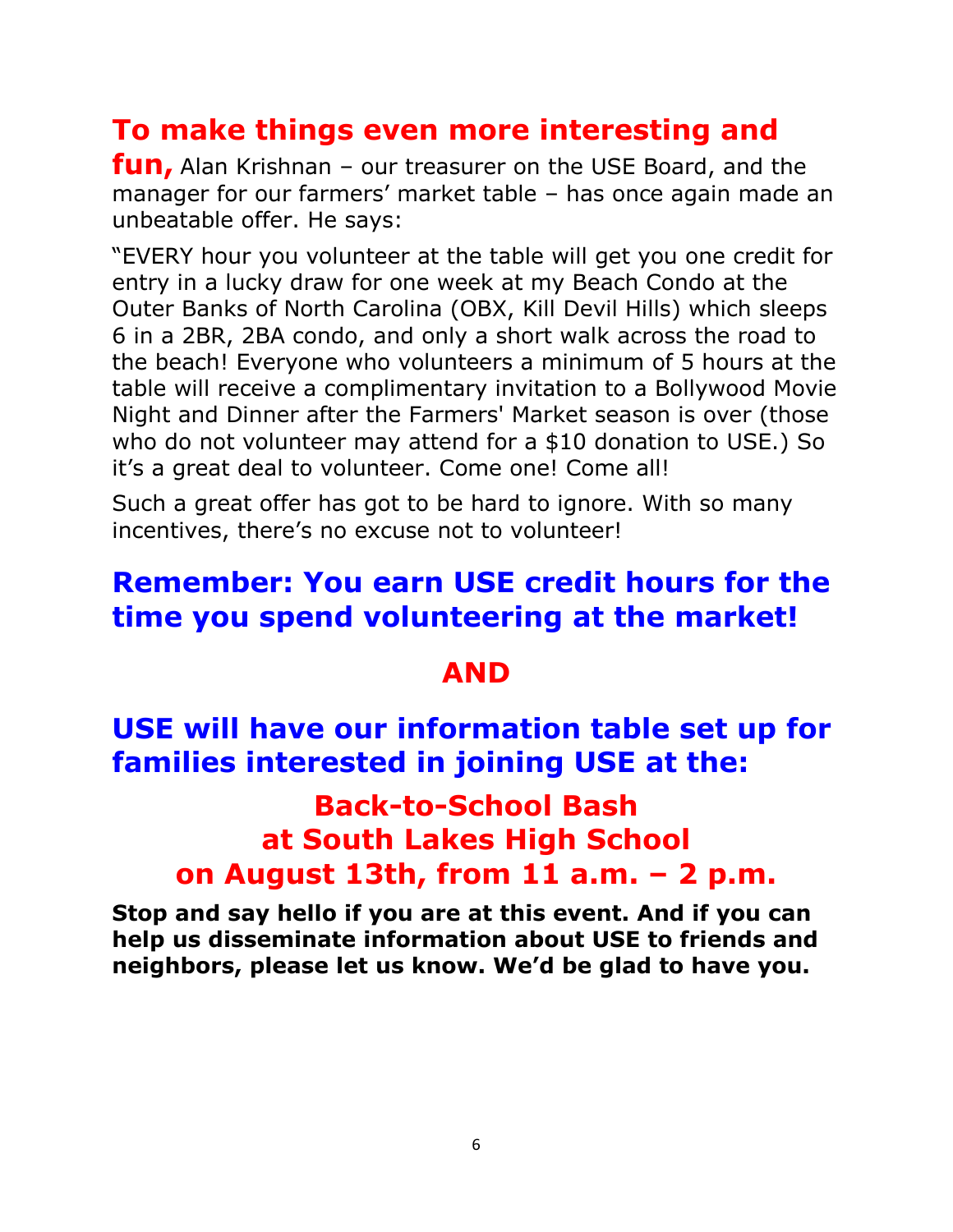**To make things even more interesting and fun,** Alan Krishnan – our treasurer on the USE Board, and the manager for our farmers' market table – has once again made an unbeatable offer. He says:

"EVERY hour you volunteer at the table will get you one credit for entry in a lucky draw for one week at my Beach Condo at the Outer Banks of North Carolina (OBX, Kill Devil Hills) which sleeps 6 in a 2BR, 2BA condo, and only a short walk across the road to the beach! Everyone who volunteers a minimum of 5 hours at the table will receive a complimentary invitation to a Bollywood Movie Night and Dinner after the Farmers' Market season is over (those who do not volunteer may attend for a $10 donation to USE.) So it's a great deal to volunteer. Come one! Come all!

Such a great offer has got to be hard to ignore. With so many incentives, there's no excuse not to volunteer!

## Remember: You earn USE credit hours for the time you spend volunteering at the market!

## AND

## USE will have our information table set up for families interested in joining USE at the:

## Back-to-School Bash at South Lakes High School on August 13th, from 11 a.m. – 2 p.m.

**Stop and say hello if you are at this event. And if you can help us disseminate information about USE to friends and neighbors, please let us know. We'd be glad to have you.**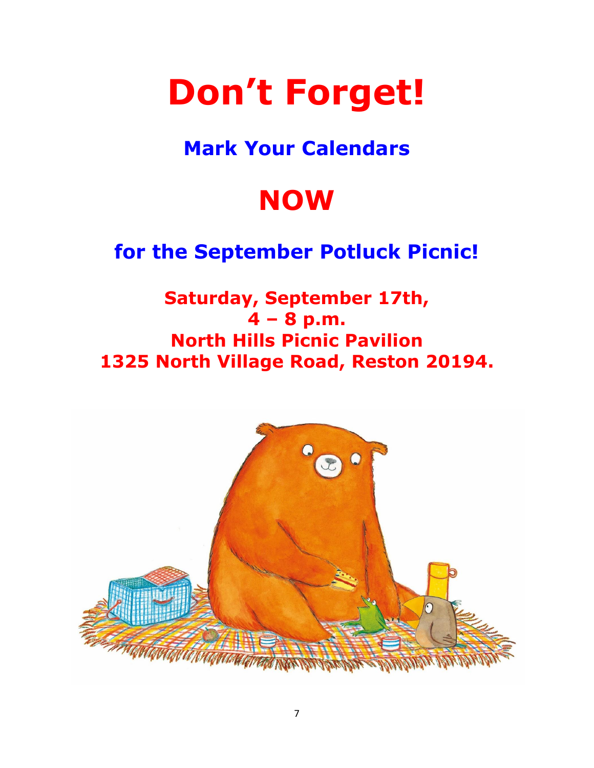# Don't Forget!

## Mark Your Calendars

# NOW

## for the September Potluck Picnic!

**Saturday, September 17th,**
**4 – 8 p.m.**
**North Hills Picnic Pavilion**
**1325 North Village Road, Reston 20194.**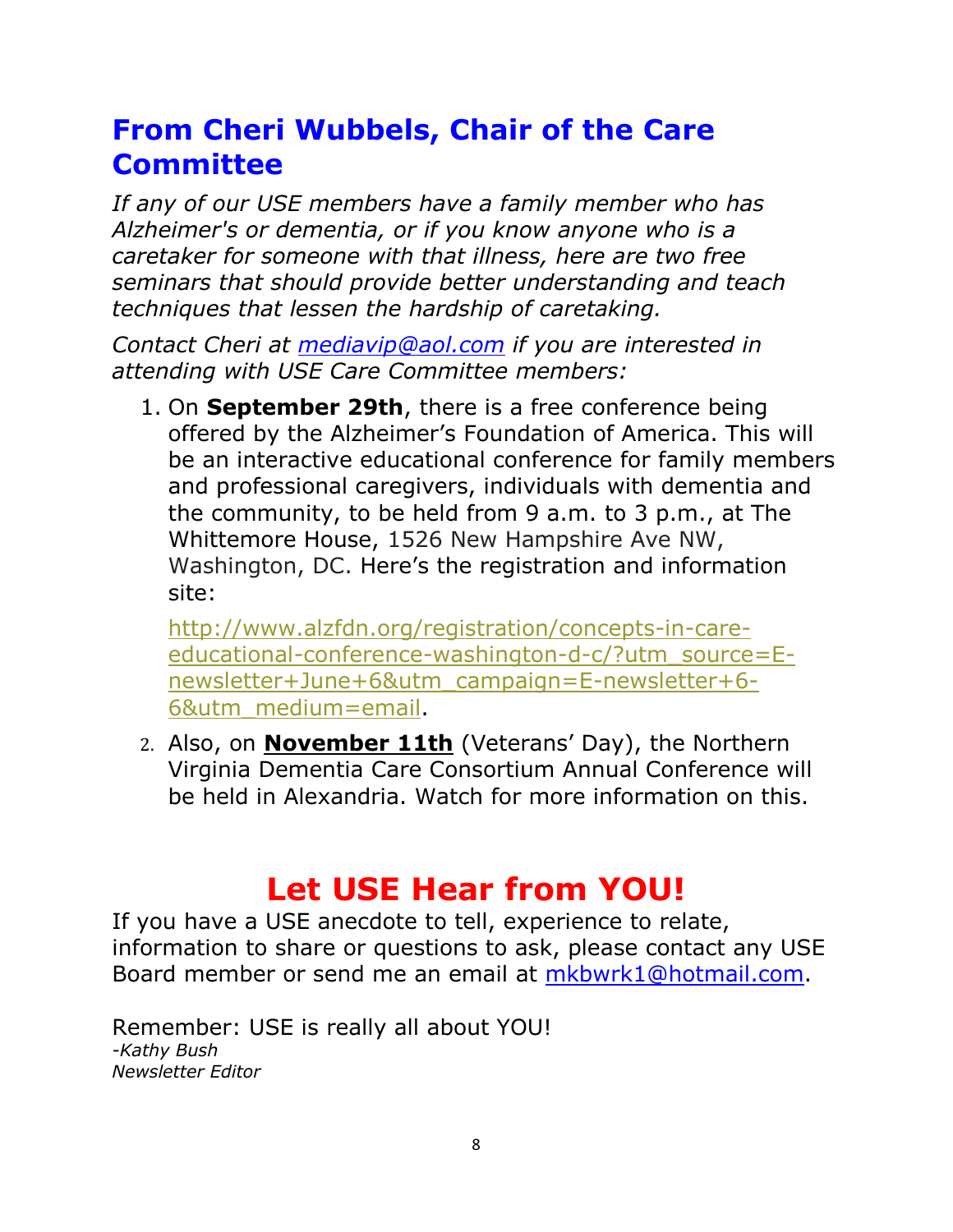## From Cheri Wubbels, Chair of the Care Committee

*If any of our USE members have a family member who has Alzheimer's or dementia, or if you know anyone who is a caretaker for someone with that illness, here are two free seminars that should provide better understanding and teach techniques that lessen the hardship of caretaking.*

*Contact Cheri at [mediavip@aol.com](mailto:mediavip@aol.com) if you are interested in attending with USE Care Committee members:*

1. On **September 29th**, there is a free conference being offered by the Alzheimer's Foundation of America. This will be an interactive educational conference for family members and professional caregivers, individuals with dementia and the community, to be held from 9 a.m. to 3 p.m., at The Whittemore House, 1526 New Hampshire Ave NW, Washington, DC. Here's the registration and information site:

   [http://www.alzfdn.org/registration/concepts-in-care-educational-conference-washington-d-c/?utm_source=E-newsletter+June+6&utm_campaign=E-newsletter+6-6&utm_medium=email](http://www.alzfdn.org/registration/concepts-in-care-educational-conference-washington-d-c/?utm_source=E-newsletter+June+6&utm_campaign=E-newsletter+6-6&utm_medium=email).

2. Also, on **<u>November 11th</u>** (Veterans' Day), the Northern Virginia Dementia Care Consortium Annual Conference will be held in Alexandria. Watch for more information on this.

# Let USE Hear from YOU!

If you have a USE anecdote to tell, experience to relate, information to share or questions to ask, please contact any USE Board member or send me an email at [mkbwrk1@hotmail.com](mailto:mkbwrk1@hotmail.com).

Remember: USE is really all about YOU!
*-Kathy Bush*
*Newsletter Editor*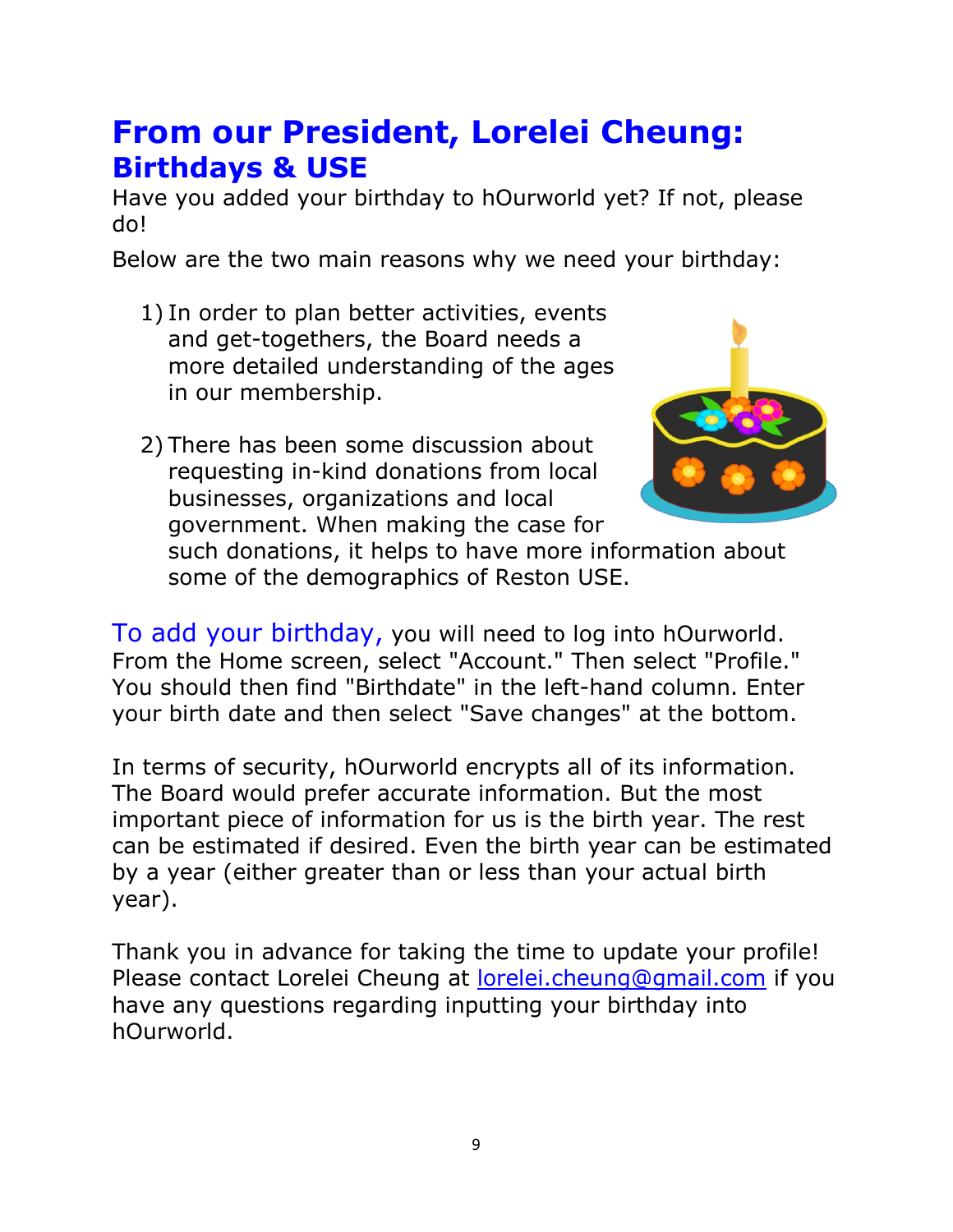# From our President, Lorelei Cheung:

## Birthdays & USE

Have you added your birthday to hOurworld yet? If not, please do!

Below are the two main reasons why we need your birthday:

1) In order to plan better activities, events and get-togethers, the Board needs a more detailed understanding of the ages in our membership.

2) There has been some discussion about requesting in-kind donations from local businesses, organizations and local government. When making the case for such donations, it helps to have more information about some of the demographics of Reston USE.

To add your birthday, you will need to log into hOurworld. From the Home screen, select "Account." Then select "Profile." You should then find "Birthdate" in the left-hand column. Enter your birth date and then select "Save changes" at the bottom.

In terms of security, hOurworld encrypts all of its information. The Board would prefer accurate information. But the most important piece of information for us is the birth year. The rest can be estimated if desired. Even the birth year can be estimated by a year (either greater than or less than your actual birth year).

Thank you in advance for taking the time to update your profile! Please contact Lorelei Cheung at [lorelei.cheung@gmail.com](mailto:lorelei.cheung@gmail.com) if you have any questions regarding inputting your birthday into hOurworld.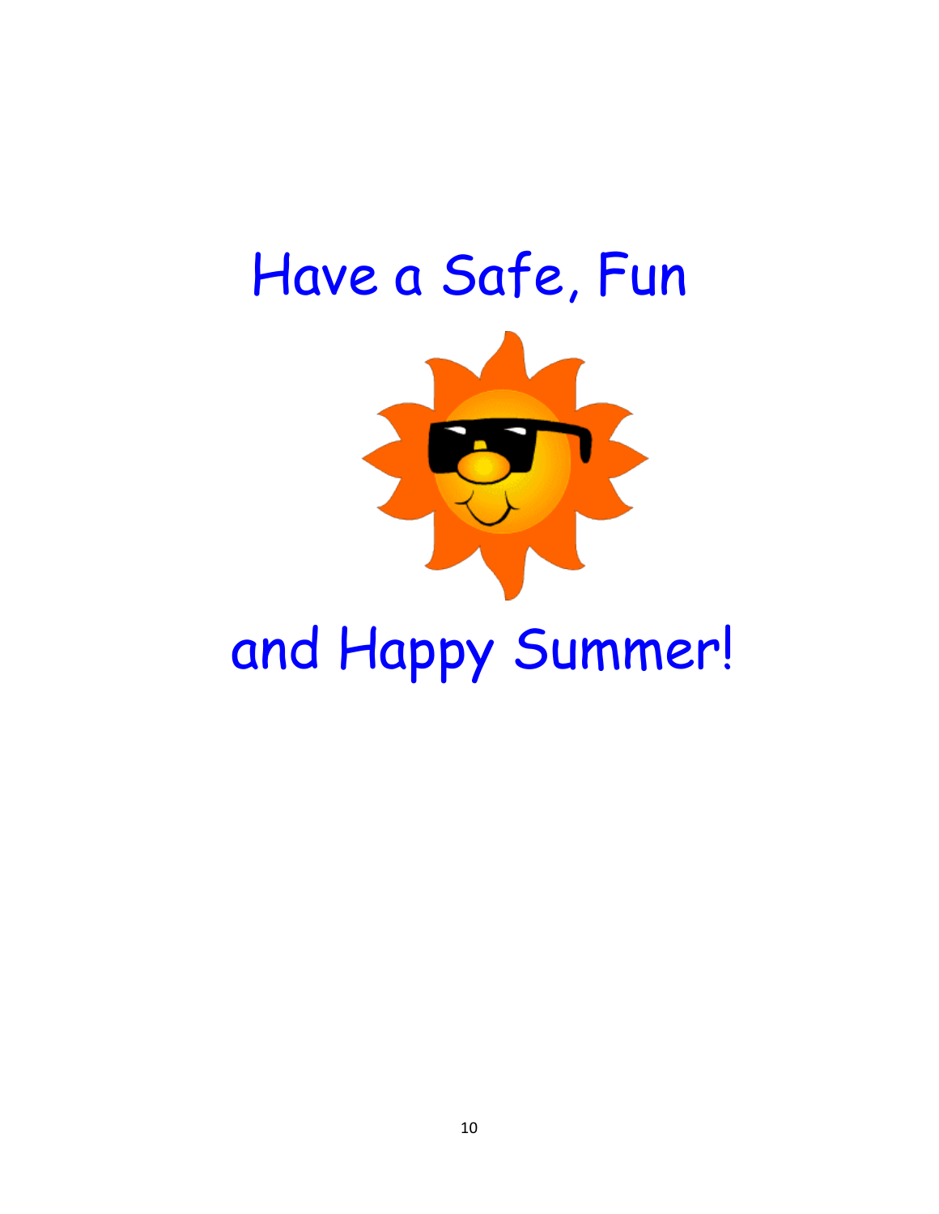Have a Safe, Fun

and Happy Summer!